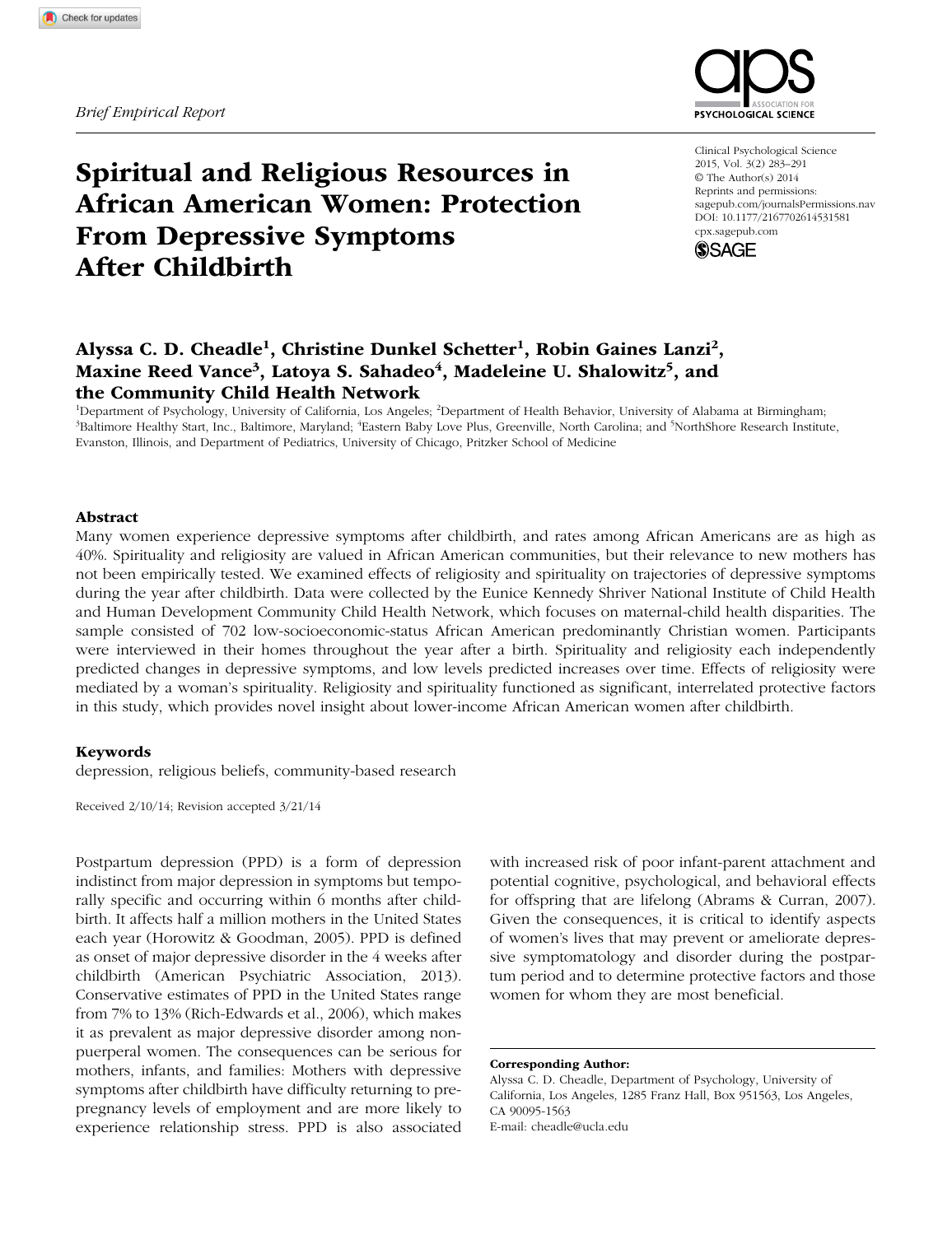*Brief Empirical Report*

# Spiritual and Religious Resources in African American Women: Protection From Depressive Symptoms After Childbirth

Clinical Psychological Science
2015, Vol. 3(2) 283–291
© The Author(s) 2014
Reprints and permissions:
sagepub.com/journalsPermissions.nav
DOI: 10.1177/2167702614531581
cpx.sagepub.com

**Alyssa C. D. Cheadle[1], Christine Dunkel Schetter[1], Robin Gaines Lanzi[2], Maxine Reed Vance[3], Latoya S. Sahadeo[4], Madeleine U. Shalowitz[5], and the Community Child Health Network**

[1]Department of Psychology, University of California, Los Angeles; [2]Department of Health Behavior, University of Alabama at Birmingham; [3]Baltimore Healthy Start, Inc., Baltimore, Maryland; [4]Eastern Baby Love Plus, Greenville, North Carolina; and [5]NorthShore Research Institute, Evanston, Illinois, and Department of Pediatrics, University of Chicago, Pritzker School of Medicine

## Abstract

Many women experience depressive symptoms after childbirth, and rates among African Americans are as high as 40%. Spirituality and religiosity are valued in African American communities, but their relevance to new mothers has not been empirically tested. We examined effects of religiosity and spirituality on trajectories of depressive symptoms during the year after childbirth. Data were collected by the Eunice Kennedy Shriver National Institute of Child Health and Human Development Community Child Health Network, which focuses on maternal-child health disparities. The sample consisted of 702 low-socioeconomic-status African American predominantly Christian women. Participants were interviewed in their homes throughout the year after a birth. Spirituality and religiosity each independently predicted changes in depressive symptoms, and low levels predicted increases over time. Effects of religiosity were mediated by a woman's spirituality. Religiosity and spirituality functioned as significant, interrelated protective factors in this study, which provides novel insight about lower-income African American women after childbirth.

### Keywords

depression, religious beliefs, community-based research

Received 2/10/14; Revision accepted 3/21/14

Postpartum depression (PPD) is a form of depression indistinct from major depression in symptoms but temporally specific and occurring within 6 months after childbirth. It affects half a million mothers in the United States each year (Horowitz & Goodman, 2005). PPD is defined as onset of major depressive disorder in the 4 weeks after childbirth (American Psychiatric Association, 2013). Conservative estimates of PPD in the United States range from 7% to 13% (Rich-Edwards et al., 2006), which makes it as prevalent as major depressive disorder among nonpuerperal women. The consequences can be serious for mothers, infants, and families: Mothers with depressive symptoms after childbirth have difficulty returning to prepregnancy levels of employment and are more likely to experience relationship stress. PPD is also associated with increased risk of poor infant-parent attachment and potential cognitive, psychological, and behavioral effects for offspring that are lifelong (Abrams & Curran, 2007). Given the consequences, it is critical to identify aspects of women's lives that may prevent or ameliorate depressive symptomatology and disorder during the postpartum period and to determine protective factors and those women for whom they are most beneficial.

**Corresponding Author:**
Alyssa C. D. Cheadle, Department of Psychology, University of California, Los Angeles, 1285 Franz Hall, Box 951563, Los Angeles, CA 90095-1563
E-mail: cheadle@ucla.edu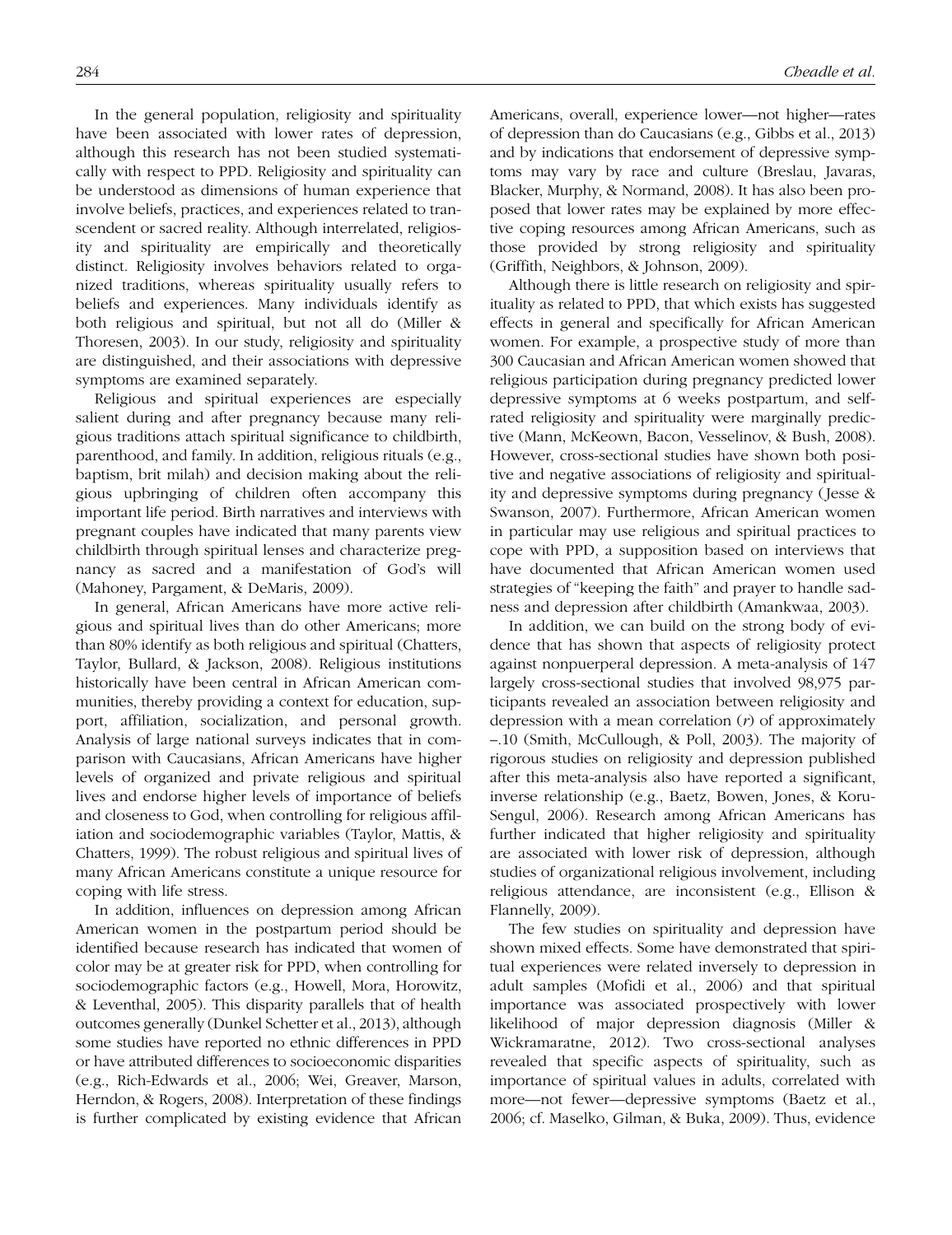In the general population, religiosity and spirituality have been associated with lower rates of depression, although this research has not been studied systematically with respect to PPD. Religiosity and spirituality can be understood as dimensions of human experience that involve beliefs, practices, and experiences related to transcendent or sacred reality. Although interrelated, religiosity and spirituality are empirically and theoretically distinct. Religiosity involves behaviors related to organized traditions, whereas spirituality usually refers to beliefs and experiences. Many individuals identify as both religious and spiritual, but not all do (Miller & Thoresen, 2003). In our study, religiosity and spirituality are distinguished, and their associations with depressive symptoms are examined separately.

Religious and spiritual experiences are especially salient during and after pregnancy because many religious traditions attach spiritual significance to childbirth, parenthood, and family. In addition, religious rituals (e.g., baptism, brit milah) and decision making about the religious upbringing of children often accompany this important life period. Birth narratives and interviews with pregnant couples have indicated that many parents view childbirth through spiritual lenses and characterize pregnancy as sacred and a manifestation of God's will (Mahoney, Pargament, & DeMaris, 2009).

In general, African Americans have more active religious and spiritual lives than do other Americans; more than 80% identify as both religious and spiritual (Chatters, Taylor, Bullard, & Jackson, 2008). Religious institutions historically have been central in African American communities, thereby providing a context for education, support, affiliation, socialization, and personal growth. Analysis of large national surveys indicates that in comparison with Caucasians, African Americans have higher levels of organized and private religious and spiritual lives and endorse higher levels of importance of beliefs and closeness to God, when controlling for religious affiliation and sociodemographic variables (Taylor, Mattis, & Chatters, 1999). The robust religious and spiritual lives of many African Americans constitute a unique resource for coping with life stress.

In addition, influences on depression among African American women in the postpartum period should be identified because research has indicated that women of color may be at greater risk for PPD, when controlling for sociodemographic factors (e.g., Howell, Mora, Horowitz, & Leventhal, 2005). This disparity parallels that of health outcomes generally (Dunkel Schetter et al., 2013), although some studies have reported no ethnic differences in PPD or have attributed differences to socioeconomic disparities (e.g., Rich-Edwards et al., 2006; Wei, Greaver, Marson, Herndon, & Rogers, 2008). Interpretation of these findings is further complicated by existing evidence that African Americans, overall, experience lower—not higher—rates of depression than do Caucasians (e.g., Gibbs et al., 2013) and by indications that endorsement of depressive symptoms may vary by race and culture (Breslau, Javaras, Blacker, Murphy, & Normand, 2008). It has also been proposed that lower rates may be explained by more effective coping resources among African Americans, such as those provided by strong religiosity and spirituality (Griffith, Neighbors, & Johnson, 2009).

Although there is little research on religiosity and spirituality as related to PPD, that which exists has suggested effects in general and specifically for African American women. For example, a prospective study of more than 300 Caucasian and African American women showed that religious participation during pregnancy predicted lower depressive symptoms at 6 weeks postpartum, and self-rated religiosity and spirituality were marginally predictive (Mann, McKeown, Bacon, Vesselinov, & Bush, 2008). However, cross-sectional studies have shown both positive and negative associations of religiosity and spirituality and depressive symptoms during pregnancy (Jesse & Swanson, 2007). Furthermore, African American women in particular may use religious and spiritual practices to cope with PPD, a supposition based on interviews that have documented that African American women used strategies of "keeping the faith" and prayer to handle sadness and depression after childbirth (Amankwaa, 2003).

In addition, we can build on the strong body of evidence that has shown that aspects of religiosity protect against nonpuerperal depression. A meta-analysis of 147 largely cross-sectional studies that involved 98,975 participants revealed an association between religiosity and depression with a mean correlation ($r$) of approximately –.10 (Smith, McCullough, & Poll, 2003). The majority of rigorous studies on religiosity and depression published after this meta-analysis also have reported a significant, inverse relationship (e.g., Baetz, Bowen, Jones, & Koru-Sengul, 2006). Research among African Americans has further indicated that higher religiosity and spirituality are associated with lower risk of depression, although studies of organizational religious involvement, including religious attendance, are inconsistent (e.g., Ellison & Flannelly, 2009).

The few studies on spirituality and depression have shown mixed effects. Some have demonstrated that spiritual experiences were related inversely to depression in adult samples (Mofidi et al., 2006) and that spiritual importance was associated prospectively with lower likelihood of major depression diagnosis (Miller & Wickramaratne, 2012). Two cross-sectional analyses revealed that specific aspects of spirituality, such as importance of spiritual values in adults, correlated with more—not fewer—depressive symptoms (Baetz et al., 2006; cf. Maselko, Gilman, & Buka, 2009). Thus, evidence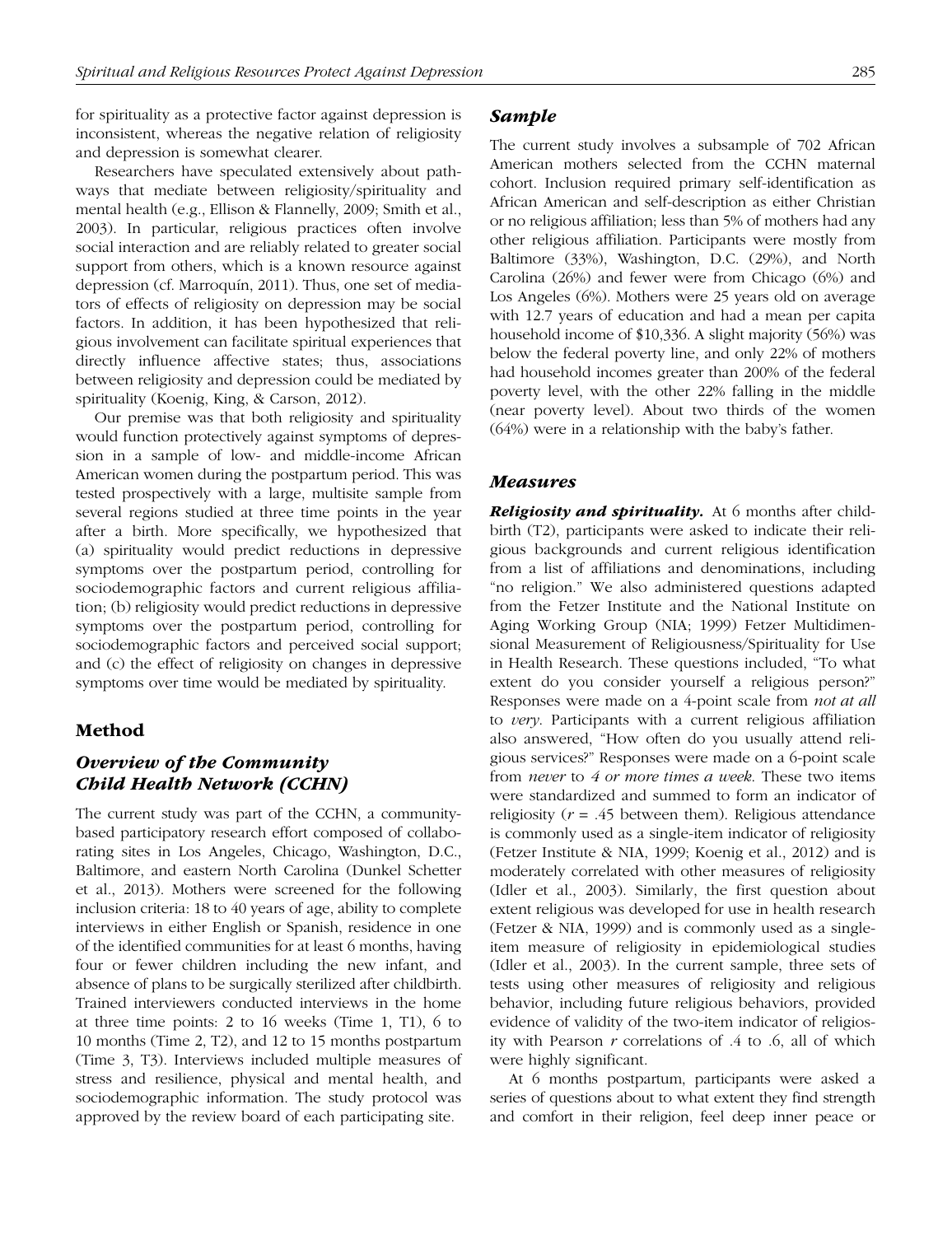for spirituality as a protective factor against depression is inconsistent, whereas the negative relation of religiosity and depression is somewhat clearer.

Researchers have speculated extensively about pathways that mediate between religiosity/spirituality and mental health (e.g., Ellison & Flannelly, 2009; Smith et al., 2003). In particular, religious practices often involve social interaction and are reliably related to greater social support from others, which is a known resource against depression (cf. Marroquín, 2011). Thus, one set of mediators of effects of religiosity on depression may be social factors. In addition, it has been hypothesized that religious involvement can facilitate spiritual experiences that directly influence affective states; thus, associations between religiosity and depression could be mediated by spirituality (Koenig, King, & Carson, 2012).

Our premise was that both religiosity and spirituality would function protectively against symptoms of depression in a sample of low- and middle-income African American women during the postpartum period. This was tested prospectively with a large, multisite sample from several regions studied at three time points in the year after a birth. More specifically, we hypothesized that (a) spirituality would predict reductions in depressive symptoms over the postpartum period, controlling for sociodemographic factors and current religious affiliation; (b) religiosity would predict reductions in depressive symptoms over the postpartum period, controlling for sociodemographic factors and perceived social support; and (c) the effect of religiosity on changes in depressive symptoms over time would be mediated by spirituality.

## Method

### Overview of the Community Child Health Network (CCHN)

The current study was part of the CCHN, a community-based participatory research effort composed of collaborating sites in Los Angeles, Chicago, Washington, D.C., Baltimore, and eastern North Carolina (Dunkel Schetter et al., 2013). Mothers were screened for the following inclusion criteria: 18 to 40 years of age, ability to complete interviews in either English or Spanish, residence in one of the identified communities for at least 6 months, having four or fewer children including the new infant, and absence of plans to be surgically sterilized after childbirth. Trained interviewers conducted interviews in the home at three time points: 2 to 16 weeks (Time 1, T1), 6 to 10 months (Time 2, T2), and 12 to 15 months postpartum (Time 3, T3). Interviews included multiple measures of stress and resilience, physical and mental health, and sociodemographic information. The study protocol was approved by the review board of each participating site.

### Sample

The current study involves a subsample of 702 African American mothers selected from the CCHN maternal cohort. Inclusion required primary self-identification as African American and self-description as either Christian or no religious affiliation; less than 5% of mothers had any other religious affiliation. Participants were mostly from Baltimore (33%), Washington, D.C. (29%), and North Carolina (26%) and fewer were from Chicago (6%) and Los Angeles (6%). Mothers were 25 years old on average with 12.7 years of education and had a mean per capita household income of $10,336. A slight majority (56%) was below the federal poverty line, and only 22% of mothers had household incomes greater than 200% of the federal poverty level, with the other 22% falling in the middle (near poverty level). About two thirds of the women (64%) were in a relationship with the baby's father.

### Measures

***Religiosity and spirituality.*** At 6 months after childbirth (T2), participants were asked to indicate their religious backgrounds and current religious identification from a list of affiliations and denominations, including "no religion." We also administered questions adapted from the Fetzer Institute and the National Institute on Aging Working Group (NIA; 1999) Fetzer Multidimensional Measurement of Religiousness/Spirituality for Use in Health Research. These questions included, "To what extent do you consider yourself a religious person?" Responses were made on a 4-point scale from *not at all* to *very*. Participants with a current religious affiliation also answered, "How often do you usually attend religious services?" Responses were made on a 6-point scale from *never* to *4 or more times a week*. These two items were standardized and summed to form an indicator of religiosity ($r$ = .45 between them). Religious attendance is commonly used as a single-item indicator of religiosity (Fetzer Institute & NIA, 1999; Koenig et al., 2012) and is moderately correlated with other measures of religiosity (Idler et al., 2003). Similarly, the first question about extent religious was developed for use in health research (Fetzer & NIA, 1999) and is commonly used as a single-item measure of religiosity in epidemiological studies (Idler et al., 2003). In the current sample, three sets of tests using other measures of religiosity and religious behavior, including future religious behaviors, provided evidence of validity of the two-item indicator of religiosity with Pearson $r$ correlations of .4 to .6, all of which were highly significant.

At 6 months postpartum, participants were asked a series of questions about to what extent they find strength and comfort in their religion, feel deep inner peace or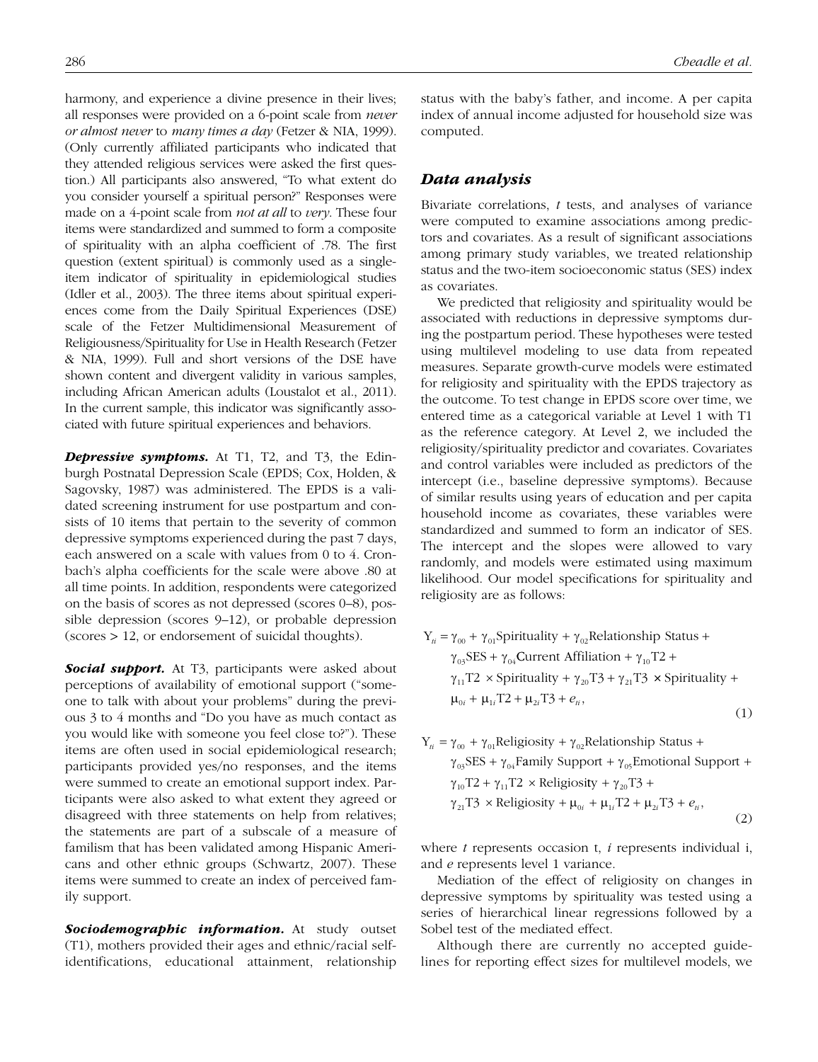harmony, and experience a divine presence in their lives; all responses were provided on a 6-point scale from *never or almost never* to *many times a day* (Fetzer & NIA, 1999). (Only currently affiliated participants who indicated that they attended religious services were asked the first question.) All participants also answered, "To what extent do you consider yourself a spiritual person?" Responses were made on a 4-point scale from *not at all* to *very*. These four items were standardized and summed to form a composite of spirituality with an alpha coefficient of .78. The first question (extent spiritual) is commonly used as a single-item indicator of spirituality in epidemiological studies (Idler et al., 2003). The three items about spiritual experiences come from the Daily Spiritual Experiences (DSE) scale of the Fetzer Multidimensional Measurement of Religiousness/Spirituality for Use in Health Research (Fetzer & NIA, 1999). Full and short versions of the DSE have shown content and divergent validity in various samples, including African American adults (Loustalot et al., 2011). In the current sample, this indicator was significantly associated with future spiritual experiences and behaviors.

***Depressive symptoms.*** At T1, T2, and T3, the Edinburgh Postnatal Depression Scale (EPDS; Cox, Holden, & Sagovsky, 1987) was administered. The EPDS is a validated screening instrument for use postpartum and consists of 10 items that pertain to the severity of common depressive symptoms experienced during the past 7 days, each answered on a scale with values from 0 to 4. Cronbach's alpha coefficients for the scale were above .80 at all time points. In addition, respondents were categorized on the basis of scores as not depressed (scores 0–8), possible depression (scores 9–12), or probable depression (scores > 12, or endorsement of suicidal thoughts).

***Social support.*** At T3, participants were asked about perceptions of availability of emotional support ("someone to talk with about your problems" during the previous 3 to 4 months and "Do you have as much contact as you would like with someone you feel close to?"). These items are often used in social epidemiological research; participants provided yes/no responses, and the items were summed to create an emotional support index. Participants were also asked to what extent they agreed or disagreed with three statements on help from relatives; the statements are part of a subscale of a measure of familism that has been validated among Hispanic Americans and other ethnic groups (Schwartz, 2007). These items were summed to create an index of perceived family support.

***Sociodemographic information.*** At study outset (T1), mothers provided their ages and ethnic/racial self-identifications, educational attainment, relationship status with the baby's father, and income. A per capita index of annual income adjusted for household size was computed.

## *Data analysis*

Bivariate correlations, *t* tests, and analyses of variance were computed to examine associations among predictors and covariates. As a result of significant associations among primary study variables, we treated relationship status and the two-item socioeconomic status (SES) index as covariates.

We predicted that religiosity and spirituality would be associated with reductions in depressive symptoms during the postpartum period. These hypotheses were tested using multilevel modeling to use data from repeated measures. Separate growth-curve models were estimated for religiosity and spirituality with the EPDS trajectory as the outcome. To test change in EPDS score over time, we entered time as a categorical variable at Level 1 with T1 as the reference category. At Level 2, we included the religiosity/spirituality predictor and covariates. Covariates and control variables were included as predictors of the intercept (i.e., baseline depressive symptoms). Because of similar results using years of education and per capita household income as covariates, these variables were standardized and summed to form an indicator of SES. The intercept and the slopes were allowed to vary randomly, and models were estimated using maximum likelihood. Our model specifications for spirituality and religiosity are as follows:

$$
\begin{aligned}
Y_{ti} = {} & \gamma_{00} + \gamma_{01}\text{Spirituality} + \gamma_{02}\text{Relationship Status} + \\
& \gamma_{03}\text{SES} + \gamma_{04}\text{Current Affiliation} + \gamma_{10}\text{T2} + \\
& \gamma_{11}\text{T2} \times \text{Spirituality} + \gamma_{20}\text{T3} + \gamma_{21}\text{T3} \times \text{Spirituality} + \\
& \mu_{0i} + \mu_{1i}\text{T2} + \mu_{2i}\text{T3} + e_{ti},
\end{aligned} \tag{1}
$$

$$
\begin{aligned}
Y_{ti} = {} & \gamma_{00} + \gamma_{01}\text{Religiosity} + \gamma_{02}\text{Relationship Status} + \\
& \gamma_{03}\text{SES} + \gamma_{04}\text{Family Support} + \gamma_{05}\text{Emotional Support} + \\
& \gamma_{10}\text{T2} + \gamma_{11}\text{T2} \times \text{Religiosity} + \gamma_{20}\text{T3} + \\
& \gamma_{21}\text{T3} \times \text{Religiosity} + \mu_{0i} + \mu_{1i}\text{T2} + \mu_{2i}\text{T3} + e_{ti},
\end{aligned} \tag{2}
$$

where *t* represents occasion t, *i* represents individual i, and *e* represents level 1 variance.

Mediation of the effect of religiosity on changes in depressive symptoms by spirituality was tested using a series of hierarchical linear regressions followed by a Sobel test of the mediated effect.

Although there are currently no accepted guidelines for reporting effect sizes for multilevel models, we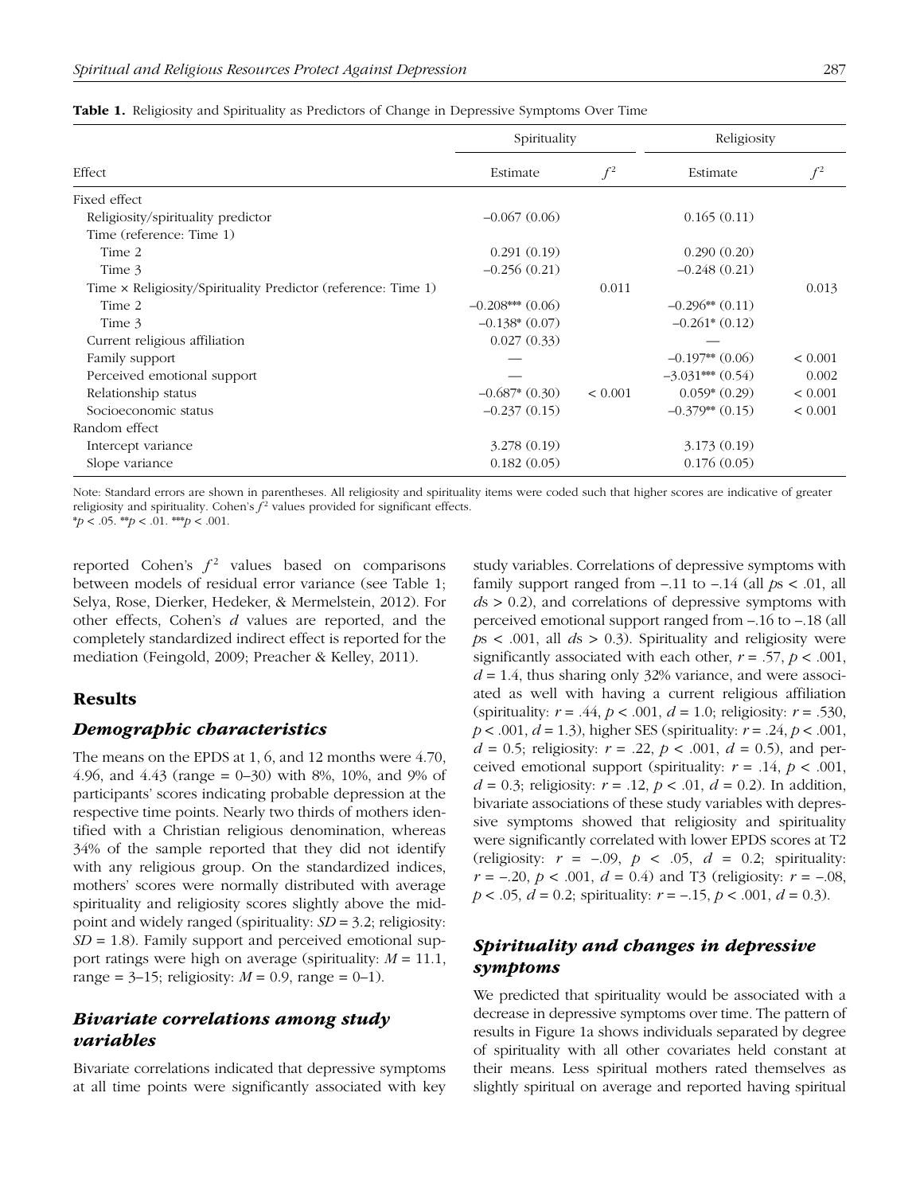**Table 1.** Religiosity and Spirituality as Predictors of Change in Depressive Symptoms Over Time

| Effect | Spirituality | | Religiosity | |
|---|---|---|---|---|
| | Estimate | $f^2$ | Estimate | $f^2$ |
| Fixed effect | | | | |
| Religiosity/spirituality predictor | –0.067 (0.06) | | 0.165 (0.11) | |
| Time (reference: Time 1) | | | | |
| Time 2 | 0.291 (0.19) | | 0.290 (0.20) | |
| Time 3 | –0.256 (0.21) | | –0.248 (0.21) | |
| Time × Religiosity/Spirituality Predictor (reference: Time 1) | | 0.011 | | 0.013 |
| Time 2 | –0.208*** (0.06) | | –0.296** (0.11) | |
| Time 3 | –0.138* (0.07) | | –0.261* (0.12) | |
| Current religious affiliation | 0.027 (0.33) | | — | |
| Family support | — | | –0.197** (0.06) | < 0.001 |
| Perceived emotional support | — | | –3.031*** (0.54) | 0.002 |
| Relationship status | –0.687* (0.30) | < 0.001 | 0.059* (0.29) | < 0.001 |
| Socioeconomic status | –0.237 (0.15) | | –0.379** (0.15) | < 0.001 |
| Random effect | | | | |
| Intercept variance | 3.278 (0.19) | | 3.173 (0.19) | |
| Slope variance | 0.182 (0.05) | | 0.176 (0.05) | |

Note: Standard errors are shown in parentheses. All religiosity and spirituality items were coded such that higher scores are indicative of greater religiosity and spirituality. Cohen's $f^2$ values provided for significant effects.
*$p < .05$. **$p < .01$. ***$p < .001$.

reported Cohen's $f^2$ values based on comparisons between models of residual error variance (see Table 1; Selya, Rose, Dierker, Hedeker, & Mermelstein, 2012). For other effects, Cohen's $d$ values are reported, and the completely standardized indirect effect is reported for the mediation (Feingold, 2009; Preacher & Kelley, 2011).

## Results

### *Demographic characteristics*

The means on the EPDS at 1, 6, and 12 months were 4.70, 4.96, and 4.43 (range = 0–30) with 8%, 10%, and 9% of participants' scores indicating probable depression at the respective time points. Nearly two thirds of mothers identified with a Christian religious denomination, whereas 34% of the sample reported that they did not identify with any religious group. On the standardized indices, mothers' scores were normally distributed with average spirituality and religiosity scores slightly above the midpoint and widely ranged (spirituality: $SD = 3.2$; religiosity: $SD = 1.8$). Family support and perceived emotional support ratings were high on average (spirituality: $M = 11.1$, range = 3–15; religiosity: $M = 0.9$, range = 0–1).

### *Bivariate correlations among study variables*

Bivariate correlations indicated that depressive symptoms at all time points were significantly associated with key study variables. Correlations of depressive symptoms with family support ranged from –.11 to –.14 (all $p$s < .01, all $d$s > 0.2), and correlations of depressive symptoms with perceived emotional support ranged from –.16 to –.18 (all $p$s < .001, all $d$s > 0.3). Spirituality and religiosity were significantly associated with each other, $r = .57$, $p < .001$, $d = 1.4$, thus sharing only 32% variance, and were associated as well with having a current religious affiliation (spirituality: $r = .44$, $p < .001$, $d = 1.0$; religiosity: $r = .530$, $p < .001$, $d = 1.3$), higher SES (spirituality: $r = .24$, $p < .001$, $d = 0.5$; religiosity: $r = .22$, $p < .001$, $d = 0.5$), and perceived emotional support (spirituality: $r = .14$, $p < .001$, $d = 0.3$; religiosity: $r = .12$, $p < .01$, $d = 0.2$). In addition, bivariate associations of these study variables with depressive symptoms showed that religiosity and spirituality were significantly correlated with lower EPDS scores at T2 (religiosity: $r = –.09$, $p < .05$, $d = 0.2$; spirituality: $r = –.20$, $p < .001$, $d = 0.4$) and T3 (religiosity: $r = –.08$, $p < .05$, $d = 0.2$; spirituality: $r = –.15$, $p < .001$, $d = 0.3$).

### *Spirituality and changes in depressive symptoms*

We predicted that spirituality would be associated with a decrease in depressive symptoms over time. The pattern of results in Figure 1a shows individuals separated by degree of spirituality with all other covariates held constant at their means. Less spiritual mothers rated themselves as slightly spiritual on average and reported having spiritual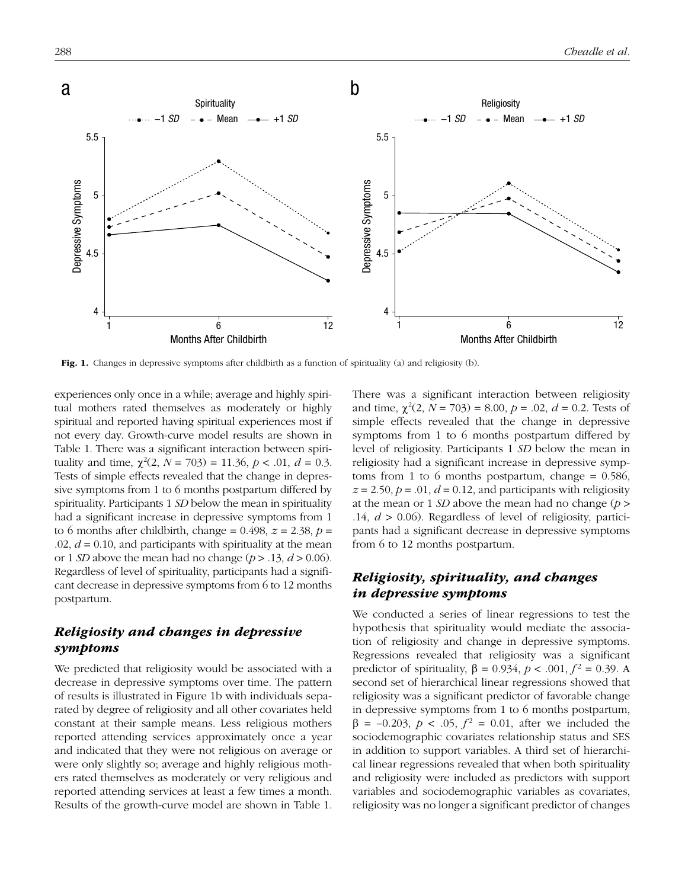Fig. 1. Changes in depressive symptoms after childbirth as a function of spirituality (a) and religiosity (b).

experiences only once in a while; average and highly spiritual mothers rated themselves as moderately or highly spiritual and reported having spiritual experiences most if not every day. Growth-curve model results are shown in Table 1. There was a significant interaction between spirituality and time, $\chi^2(2, N = 703) = 11.36$, $p < .01$, $d = 0.3$. Tests of simple effects revealed that the change in depressive symptoms from 1 to 6 months postpartum differed by spirituality. Participants 1 *SD* below the mean in spirituality had a significant increase in depressive symptoms from 1 to 6 months after childbirth, change = 0.498, $z = 2.38$, $p = .02$, $d = 0.10$, and participants with spirituality at the mean or 1 *SD* above the mean had no change ($p > .13$, $d > 0.06$). Regardless of level of spirituality, participants had a significant decrease in depressive symptoms from 6 to 12 months postpartum.

## *Religiosity and changes in depressive symptoms*

We predicted that religiosity would be associated with a decrease in depressive symptoms over time. The pattern of results is illustrated in Figure 1b with individuals separated by degree of religiosity and all other covariates held constant at their sample means. Less religious mothers reported attending services approximately once a year and indicated that they were not religious on average or were only slightly so; average and highly religious mothers rated themselves as moderately or very religious and reported attending services at least a few times a month. Results of the growth-curve model are shown in Table 1. There was a significant interaction between religiosity and time, $\chi^2(2, N = 703) = 8.00$, $p = .02$, $d = 0.2$. Tests of simple effects revealed that the change in depressive symptoms from 1 to 6 months postpartum differed by level of religiosity. Participants 1 *SD* below the mean in religiosity had a significant increase in depressive symptoms from 1 to 6 months postpartum, change = 0.586, $z = 2.50$, $p = .01$, $d = 0.12$, and participants with religiosity at the mean or 1 *SD* above the mean had no change ($p > .14$, $d > 0.06$). Regardless of level of religiosity, participants had a significant decrease in depressive symptoms from 6 to 12 months postpartum.

## *Religiosity, spirituality, and changes in depressive symptoms*

We conducted a series of linear regressions to test the hypothesis that spirituality would mediate the association of religiosity and change in depressive symptoms. Regressions revealed that religiosity was a significant predictor of spirituality, $\beta = 0.934$, $p < .001$, $f^2 = 0.39$. A second set of hierarchical linear regressions showed that religiosity was a significant predictor of favorable change in depressive symptoms from 1 to 6 months postpartum, $\beta = -0.203$, $p < .05$, $f^2 = 0.01$, after we included the sociodemographic covariates relationship status and SES in addition to support variables. A third set of hierarchical linear regressions revealed that when both spirituality and religiosity were included as predictors with support variables and sociodemographic variables as covariates, religiosity was no longer a significant predictor of changes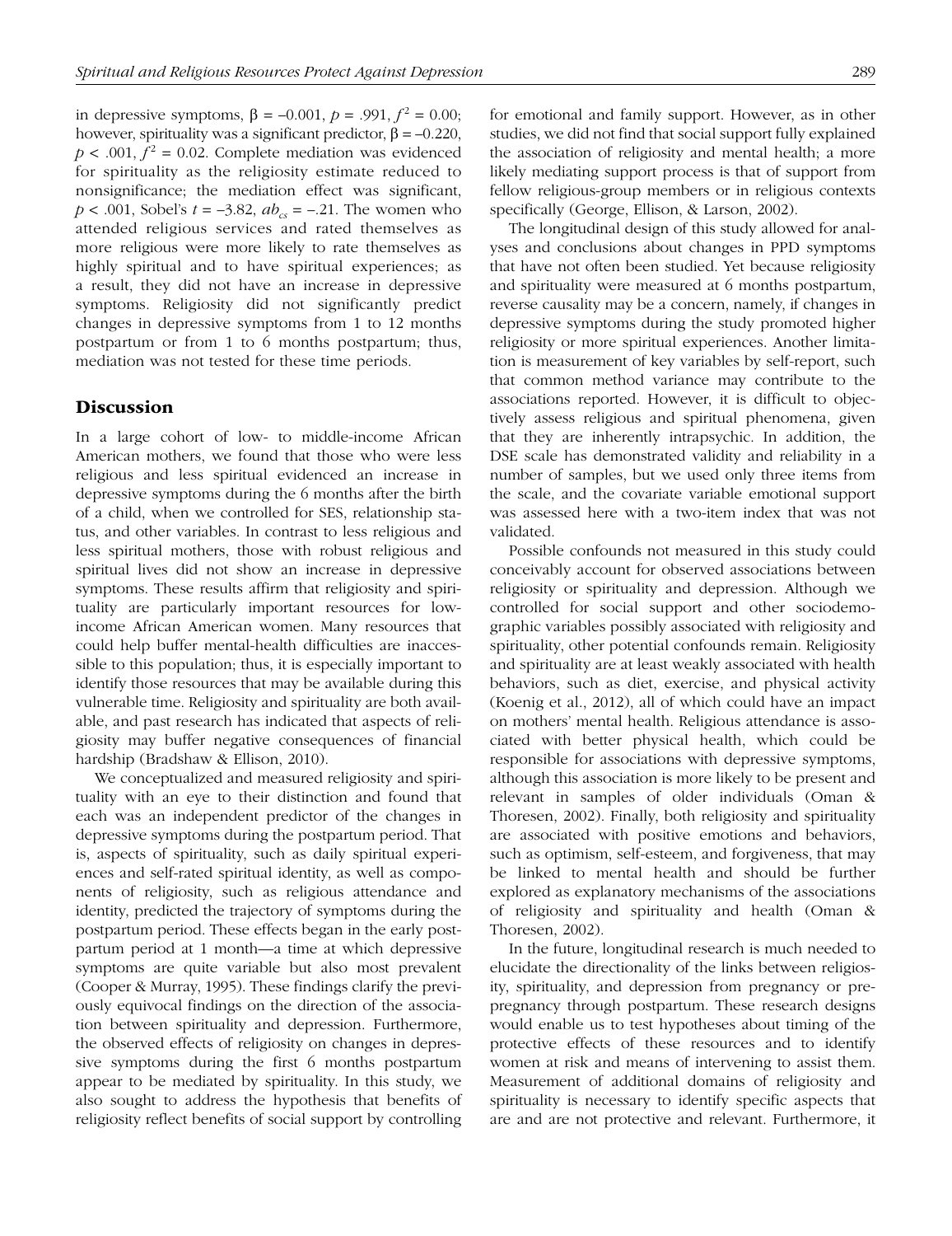in depressive symptoms, $\beta = -0.001$, $p = .991$, $f^2 = 0.00$; however, spirituality was a significant predictor, $\beta = -0.220$, $p < .001$, $f^2 = 0.02$. Complete mediation was evidenced for spirituality as the religiosity estimate reduced to nonsignificance; the mediation effect was significant, $p < .001$, Sobel's $t = -3.82$, $ab_{cs} = -.21$. The women who attended religious services and rated themselves as more religious were more likely to rate themselves as highly spiritual and to have spiritual experiences; as a result, they did not have an increase in depressive symptoms. Religiosity did not significantly predict changes in depressive symptoms from 1 to 12 months postpartum or from 1 to 6 months postpartum; thus, mediation was not tested for these time periods.

## Discussion

In a large cohort of low- to middle-income African American mothers, we found that those who were less religious and less spiritual evidenced an increase in depressive symptoms during the 6 months after the birth of a child, when we controlled for SES, relationship status, and other variables. In contrast to less religious and less spiritual mothers, those with robust religious and spiritual lives did not show an increase in depressive symptoms. These results affirm that religiosity and spirituality are particularly important resources for low-income African American women. Many resources that could help buffer mental-health difficulties are inaccessible to this population; thus, it is especially important to identify those resources that may be available during this vulnerable time. Religiosity and spirituality are both available, and past research has indicated that aspects of religiosity may buffer negative consequences of financial hardship (Bradshaw & Ellison, 2010).

We conceptualized and measured religiosity and spirituality with an eye to their distinction and found that each was an independent predictor of the changes in depressive symptoms during the postpartum period. That is, aspects of spirituality, such as daily spiritual experiences and self-rated spiritual identity, as well as components of religiosity, such as religious attendance and identity, predicted the trajectory of symptoms during the postpartum period. These effects began in the early postpartum period at 1 month—a time at which depressive symptoms are quite variable but also most prevalent (Cooper & Murray, 1995). These findings clarify the previously equivocal findings on the direction of the association between spirituality and depression. Furthermore, the observed effects of religiosity on changes in depressive symptoms during the first 6 months postpartum appear to be mediated by spirituality. In this study, we also sought to address the hypothesis that benefits of religiosity reflect benefits of social support by controlling for emotional and family support. However, as in other studies, we did not find that social support fully explained the association of religiosity and mental health; a more likely mediating support process is that of support from fellow religious-group members or in religious contexts specifically (George, Ellison, & Larson, 2002).

The longitudinal design of this study allowed for analyses and conclusions about changes in PPD symptoms that have not often been studied. Yet because religiosity and spirituality were measured at 6 months postpartum, reverse causality may be a concern, namely, if changes in depressive symptoms during the study promoted higher religiosity or more spiritual experiences. Another limitation is measurement of key variables by self-report, such that common method variance may contribute to the associations reported. However, it is difficult to objectively assess religious and spiritual phenomena, given that they are inherently intrapsychic. In addition, the DSE scale has demonstrated validity and reliability in a number of samples, but we used only three items from the scale, and the covariate variable emotional support was assessed here with a two-item index that was not validated.

Possible confounds not measured in this study could conceivably account for observed associations between religiosity or spirituality and depression. Although we controlled for social support and other sociodemographic variables possibly associated with religiosity and spirituality, other potential confounds remain. Religiosity and spirituality are at least weakly associated with health behaviors, such as diet, exercise, and physical activity (Koenig et al., 2012), all of which could have an impact on mothers' mental health. Religious attendance is associated with better physical health, which could be responsible for associations with depressive symptoms, although this association is more likely to be present and relevant in samples of older individuals (Oman & Thoresen, 2002). Finally, both religiosity and spirituality are associated with positive emotions and behaviors, such as optimism, self-esteem, and forgiveness, that may be linked to mental health and should be further explored as explanatory mechanisms of the associations of religiosity and spirituality and health (Oman & Thoresen, 2002).

In the future, longitudinal research is much needed to elucidate the directionality of the links between religiosity, spirituality, and depression from pregnancy or prepregnancy through postpartum. These research designs would enable us to test hypotheses about timing of the protective effects of these resources and to identify women at risk and means of intervening to assist them. Measurement of additional domains of religiosity and spirituality is necessary to identify specific aspects that are and are not protective and relevant. Furthermore, it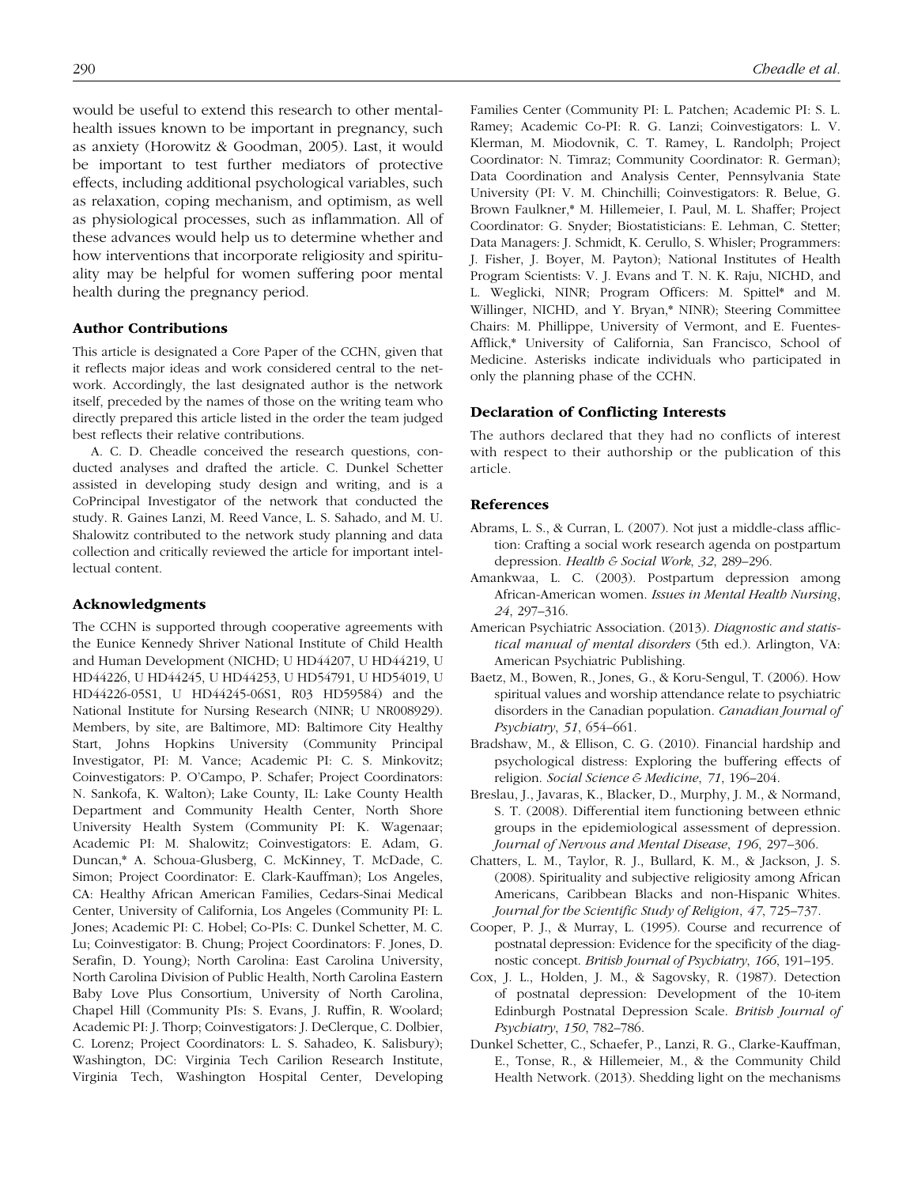would be useful to extend this research to other mental-health issues known to be important in pregnancy, such as anxiety (Horowitz & Goodman, 2005). Last, it would be important to test further mediators of protective effects, including additional psychological variables, such as relaxation, coping mechanism, and optimism, as well as physiological processes, such as inflammation. All of these advances would help us to determine whether and how interventions that incorporate religiosity and spirituality may be helpful for women suffering poor mental health during the pregnancy period.

### Author Contributions

This article is designated a Core Paper of the CCHN, given that it reflects major ideas and work considered central to the network. Accordingly, the last designated author is the network itself, preceded by the names of those on the writing team who directly prepared this article listed in the order the team judged best reflects their relative contributions.

A. C. D. Cheadle conceived the research questions, conducted analyses and drafted the article. C. Dunkel Schetter assisted in developing study design and writing, and is a CoPrincipal Investigator of the network that conducted the study. R. Gaines Lanzi, M. Reed Vance, L. S. Sahado, and M. U. Shalowitz contributed to the network study planning and data collection and critically reviewed the article for important intellectual content.

### Acknowledgments

The CCHN is supported through cooperative agreements with the Eunice Kennedy Shriver National Institute of Child Health and Human Development (NICHD; U HD44207, U HD44219, U HD44226, U HD44245, U HD44253, U HD54791, U HD54019, U HD44226-05S1, U HD44245-06S1, R03 HD59584) and the National Institute for Nursing Research (NINR; U NR008929). Members, by site, are Baltimore, MD: Baltimore City Healthy Start, Johns Hopkins University (Community Principal Investigator, PI: M. Vance; Academic PI: C. S. Minkovitz; Coinvestigators: P. O'Campo, P. Schafer; Project Coordinators: N. Sankofa, K. Walton); Lake County, IL: Lake County Health Department and Community Health Center, North Shore University Health System (Community PI: K. Wagenaar; Academic PI: M. Shalowitz; Coinvestigators: E. Adam, G. Duncan,* A. Schoua-Glusberg, C. McKinney, T. McDade, C. Simon; Project Coordinator: E. Clark-Kauffman); Los Angeles, CA: Healthy African American Families, Cedars-Sinai Medical Center, University of California, Los Angeles (Community PI: L. Jones; Academic PI: C. Hobel; Co-PIs: C. Dunkel Schetter, M. C. Lu; Coinvestigator: B. Chung; Project Coordinators: F. Jones, D. Serafin, D. Young); North Carolina: East Carolina University, North Carolina Division of Public Health, North Carolina Eastern Baby Love Plus Consortium, University of North Carolina, Chapel Hill (Community PIs: S. Evans, J. Ruffin, R. Woolard; Academic PI: J. Thorp; Coinvestigators: J. DeClerque, C. Dolbier, C. Lorenz; Project Coordinators: L. S. Sahadeo, K. Salisbury); Washington, DC: Virginia Tech Carilion Research Institute, Virginia Tech, Washington Hospital Center, Developing Families Center (Community PI: L. Patchen; Academic PI: S. L. Ramey; Academic Co-PI: R. G. Lanzi; Coinvestigators: L. V. Klerman, M. Miodovnik, C. T. Ramey, L. Randolph; Project Coordinator: N. Timraz; Community Coordinator: R. German); Data Coordination and Analysis Center, Pennsylvania State University (PI: V. M. Chinchilli; Coinvestigators: R. Belue, G. Brown Faulkner,* M. Hillemeier, I. Paul, M. L. Shaffer; Project Coordinator: G. Snyder; Biostatisticians: E. Lehman, C. Stetter; Data Managers: J. Schmidt, K. Cerullo, S. Whisler; Programmers: J. Fisher, J. Boyer, M. Payton); National Institutes of Health Program Scientists: V. J. Evans and T. N. K. Raju, NICHD, and L. Weglicki, NINR; Program Officers: M. Spittel* and M. Willinger, NICHD, and Y. Bryan,* NINR); Steering Committee Chairs: M. Phillippe, University of Vermont, and E. Fuentes-Afflick,* University of California, San Francisco, School of Medicine. Asterisks indicate individuals who participated in only the planning phase of the CCHN.

### Declaration of Conflicting Interests

The authors declared that they had no conflicts of interest with respect to their authorship or the publication of this article.

### References

Abrams, L. S., & Curran, L. (2007). Not just a middle-class affliction: Crafting a social work research agenda on postpartum depression. *Health & Social Work*, *32*, 289–296.

Amankwaa, L. C. (2003). Postpartum depression among African-American women. *Issues in Mental Health Nursing*, *24*, 297–316.

American Psychiatric Association. (2013). *Diagnostic and statistical manual of mental disorders* (5th ed.). Arlington, VA: American Psychiatric Publishing.

Baetz, M., Bowen, R., Jones, G., & Koru-Sengul, T. (2006). How spiritual values and worship attendance relate to psychiatric disorders in the Canadian population. *Canadian Journal of Psychiatry*, *51*, 654–661.

Bradshaw, M., & Ellison, C. G. (2010). Financial hardship and psychological distress: Exploring the buffering effects of religion. *Social Science & Medicine*, *71*, 196–204.

Breslau, J., Javaras, K., Blacker, D., Murphy, J. M., & Normand, S. T. (2008). Differential item functioning between ethnic groups in the epidemiological assessment of depression. *Journal of Nervous and Mental Disease*, *196*, 297–306.

Chatters, L. M., Taylor, R. J., Bullard, K. M., & Jackson, J. S. (2008). Spirituality and subjective religiosity among African Americans, Caribbean Blacks and non-Hispanic Whites. *Journal for the Scientific Study of Religion*, *47*, 725–737.

Cooper, P. J., & Murray, L. (1995). Course and recurrence of postnatal depression: Evidence for the specificity of the diagnostic concept. *British Journal of Psychiatry*, *166*, 191–195.

Cox, J. L., Holden, J. M., & Sagovsky, R. (1987). Detection of postnatal depression: Development of the 10-item Edinburgh Postnatal Depression Scale. *British Journal of Psychiatry*, *150*, 782–786.

Dunkel Schetter, C., Schaefer, P., Lanzi, R. G., Clarke-Kauffman, E., Tonse, R., & Hillemeier, M., & the Community Child Health Network. (2013). Shedding light on the mechanisms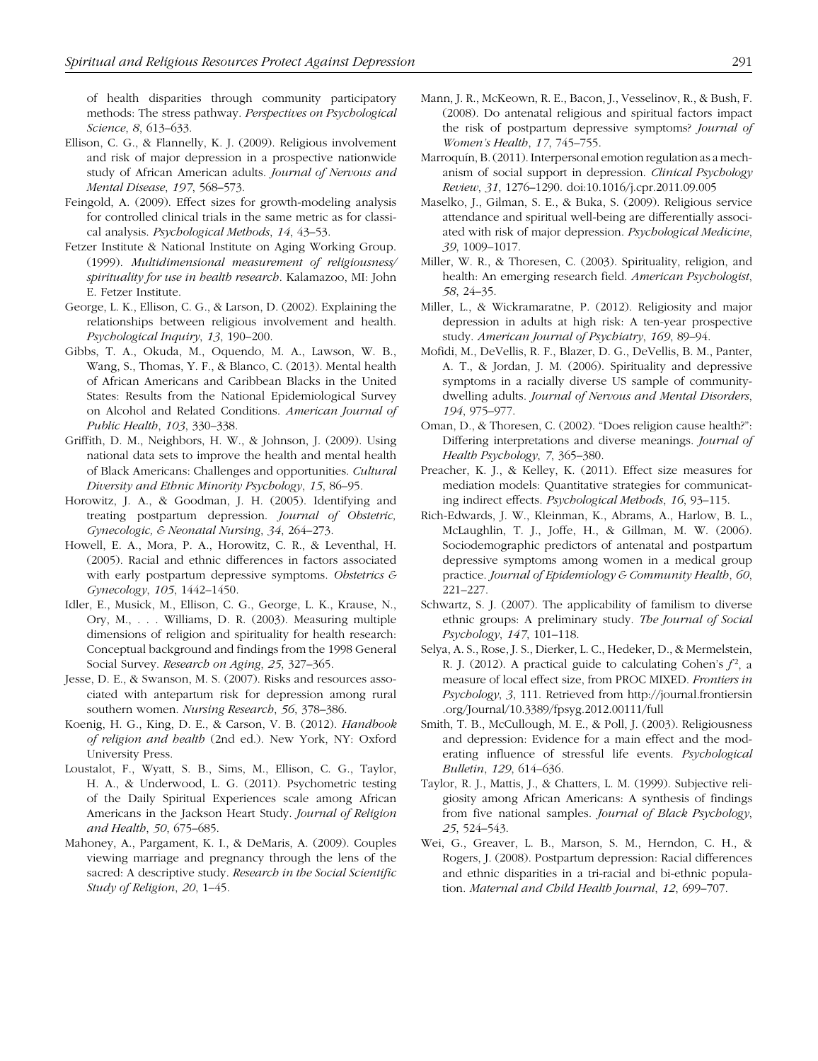of health disparities through community participatory methods: The stress pathway. *Perspectives on Psychological Science*, *8*, 613–633.

Ellison, C. G., & Flannelly, K. J. (2009). Religious involvement and risk of major depression in a prospective nationwide study of African American adults. *Journal of Nervous and Mental Disease*, *197*, 568–573.

Feingold, A. (2009). Effect sizes for growth-modeling analysis for controlled clinical trials in the same metric as for classical analysis. *Psychological Methods*, *14*, 43–53.

Fetzer Institute & National Institute on Aging Working Group. (1999). *Multidimensional measurement of religiousness/spirituality for use in health research*. Kalamazoo, MI: John E. Fetzer Institute.

George, L. K., Ellison, C. G., & Larson, D. (2002). Explaining the relationships between religious involvement and health. *Psychological Inquiry*, *13*, 190–200.

Gibbs, T. A., Okuda, M., Oquendo, M. A., Lawson, W. B., Wang, S., Thomas, Y. F., & Blanco, C. (2013). Mental health of African Americans and Caribbean Blacks in the United States: Results from the National Epidemiological Survey on Alcohol and Related Conditions. *American Journal of Public Health*, *103*, 330–338.

Griffith, D. M., Neighbors, H. W., & Johnson, J. (2009). Using national data sets to improve the health and mental health of Black Americans: Challenges and opportunities. *Cultural Diversity and Ethnic Minority Psychology*, *15*, 86–95.

Horowitz, J. A., & Goodman, J. H. (2005). Identifying and treating postpartum depression. *Journal of Obstetric, Gynecologic, & Neonatal Nursing*, *34*, 264–273.

Howell, E. A., Mora, P. A., Horowitz, C. R., & Leventhal, H. (2005). Racial and ethnic differences in factors associated with early postpartum depressive symptoms. *Obstetrics & Gynecology*, *105*, 1442–1450.

Idler, E., Musick, M., Ellison, C. G., George, L. K., Krause, N., Ory, M., . . . Williams, D. R. (2003). Measuring multiple dimensions of religion and spirituality for health research: Conceptual background and findings from the 1998 General Social Survey. *Research on Aging*, *25*, 327–365.

Jesse, D. E., & Swanson, M. S. (2007). Risks and resources associated with antepartum risk for depression among rural southern women. *Nursing Research*, *56*, 378–386.

Koenig, H. G., King, D. E., & Carson, V. B. (2012). *Handbook of religion and health* (2nd ed.). New York, NY: Oxford University Press.

Loustalot, F., Wyatt, S. B., Sims, M., Ellison, C. G., Taylor, H. A., & Underwood, L. G. (2011). Psychometric testing of the Daily Spiritual Experiences scale among African Americans in the Jackson Heart Study. *Journal of Religion and Health*, *50*, 675–685.

Mahoney, A., Pargament, K. I., & DeMaris, A. (2009). Couples viewing marriage and pregnancy through the lens of the sacred: A descriptive study. *Research in the Social Scientific Study of Religion*, *20*, 1–45.

Mann, J. R., McKeown, R. E., Bacon, J., Vesselinov, R., & Bush, F. (2008). Do antenatal religious and spiritual factors impact the risk of postpartum depressive symptoms? *Journal of Women's Health*, *17*, 745–755.

Marroquín, B. (2011). Interpersonal emotion regulation as a mechanism of social support in depression. *Clinical Psychology Review*, *31*, 1276–1290. doi:10.1016/j.cpr.2011.09.005

Maselko, J., Gilman, S. E., & Buka, S. (2009). Religious service attendance and spiritual well-being are differentially associated with risk of major depression. *Psychological Medicine*, *39*, 1009–1017.

Miller, W. R., & Thoresen, C. (2003). Spirituality, religion, and health: An emerging research field. *American Psychologist*, *58*, 24–35.

Miller, L., & Wickramaratne, P. (2012). Religiosity and major depression in adults at high risk: A ten-year prospective study. *American Journal of Psychiatry*, *169*, 89–94.

Mofidi, M., DeVellis, R. F., Blazer, D. G., DeVellis, B. M., Panter, A. T., & Jordan, J. M. (2006). Spirituality and depressive symptoms in a racially diverse US sample of community-dwelling adults. *Journal of Nervous and Mental Disorders*, *194*, 975–977.

Oman, D., & Thoresen, C. (2002). "Does religion cause health?": Differing interpretations and diverse meanings. *Journal of Health Psychology*, *7*, 365–380.

Preacher, K. J., & Kelley, K. (2011). Effect size measures for mediation models: Quantitative strategies for communicating indirect effects. *Psychological Methods*, *16*, 93–115.

Rich-Edwards, J. W., Kleinman, K., Abrams, A., Harlow, B. L., McLaughlin, T. J., Joffe, H., & Gillman, M. W. (2006). Sociodemographic predictors of antenatal and postpartum depressive symptoms among women in a medical group practice. *Journal of Epidemiology & Community Health*, *60*, 221–227.

Schwartz, S. J. (2007). The applicability of familism to diverse ethnic groups: A preliminary study. *The Journal of Social Psychology*, *147*, 101–118.

Selya, A. S., Rose, J. S., Dierker, L. C., Hedeker, D., & Mermelstein, R. J. (2012). A practical guide to calculating Cohen's $f^2$, a measure of local effect size, from PROC MIXED. *Frontiers in Psychology*, *3*, 111. Retrieved from http://journal.frontiersin.org/Journal/10.3389/fpsyg.2012.00111/full

Smith, T. B., McCullough, M. E., & Poll, J. (2003). Religiousness and depression: Evidence for a main effect and the moderating influence of stressful life events. *Psychological Bulletin*, *129*, 614–636.

Taylor, R. J., Mattis, J., & Chatters, L. M. (1999). Subjective religiosity among African Americans: A synthesis of findings from five national samples. *Journal of Black Psychology*, *25*, 524–543.

Wei, G., Greaver, L. B., Marson, S. M., Herndon, C. H., & Rogers, J. (2008). Postpartum depression: Racial differences and ethnic disparities in a tri-racial and bi-ethnic population. *Maternal and Child Health Journal*, *12*, 699–707.